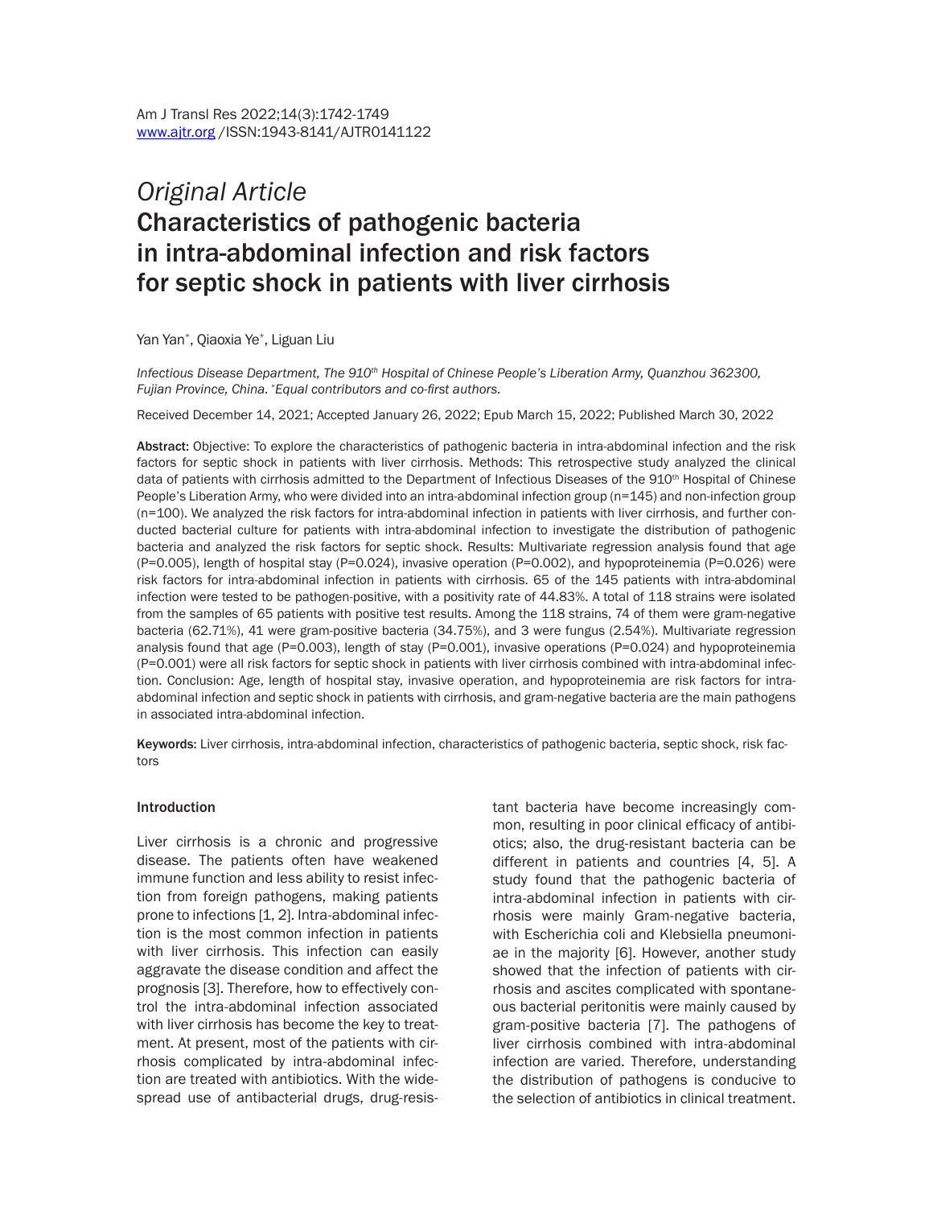*Original Article*

# Characteristics of pathogenic bacteria in intra-abdominal infection and risk factors for septic shock in patients with liver cirrhosis

Yan Yan*, Qiaoxia Ye*, Liguan Liu

*Infectious Disease Department, The 910th Hospital of Chinese People's Liberation Army, Quanzhou 362300, Fujian Province, China. *Equal contributors and co-first authors.*

Received December 14, 2021; Accepted January 26, 2022; Epub March 15, 2022; Published March 30, 2022

**Abstract:** Objective: To explore the characteristics of pathogenic bacteria in intra-abdominal infection and the risk factors for septic shock in patients with liver cirrhosis. Methods: This retrospective study analyzed the clinical data of patients with cirrhosis admitted to the Department of Infectious Diseases of the 910th Hospital of Chinese People's Liberation Army, who were divided into an intra-abdominal infection group (n=145) and non-infection group (n=100). We analyzed the risk factors for intra-abdominal infection in patients with liver cirrhosis, and further conducted bacterial culture for patients with intra-abdominal infection to investigate the distribution of pathogenic bacteria and analyzed the risk factors for septic shock. Results: Multivariate regression analysis found that age (P=0.005), length of hospital stay (P=0.024), invasive operation (P=0.002), and hypoproteinemia (P=0.026) were risk factors for intra-abdominal infection in patients with cirrhosis. 65 of the 145 patients with intra-abdominal infection were tested to be pathogen-positive, with a positivity rate of 44.83%. A total of 118 strains were isolated from the samples of 65 patients with positive test results. Among the 118 strains, 74 of them were gram-negative bacteria (62.71%), 41 were gram-positive bacteria (34.75%), and 3 were fungus (2.54%). Multivariate regression analysis found that age (P=0.003), length of stay (P=0.001), invasive operations (P=0.024) and hypoproteinemia (P=0.001) were all risk factors for septic shock in patients with liver cirrhosis combined with intra-abdominal infection. Conclusion: Age, length of hospital stay, invasive operation, and hypoproteinemia are risk factors for intra-abdominal infection and septic shock in patients with cirrhosis, and gram-negative bacteria are the main pathogens in associated intra-abdominal infection.

**Keywords:** Liver cirrhosis, intra-abdominal infection, characteristics of pathogenic bacteria, septic shock, risk factors

## Introduction

Liver cirrhosis is a chronic and progressive disease. The patients often have weakened immune function and less ability to resist infection from foreign pathogens, making patients prone to infections [1, 2]. Intra-abdominal infection is the most common infection in patients with liver cirrhosis. This infection can easily aggravate the disease condition and affect the prognosis [3]. Therefore, how to effectively control the intra-abdominal infection associated with liver cirrhosis has become the key to treatment. At present, most of the patients with cirrhosis complicated by intra-abdominal infection are treated with antibiotics. With the widespread use of antibacterial drugs, drug-resistant bacteria have become increasingly common, resulting in poor clinical efficacy of antibiotics; also, the drug-resistant bacteria can be different in patients and countries [4, 5]. A study found that the pathogenic bacteria of intra-abdominal infection in patients with cirrhosis were mainly Gram-negative bacteria, with Escherichia coli and Klebsiella pneumoniae in the majority [6]. However, another study showed that the infection of patients with cirrhosis and ascites complicated with spontaneous bacterial peritonitis were mainly caused by gram-positive bacteria [7]. The pathogens of liver cirrhosis combined with intra-abdominal infection are varied. Therefore, understanding the distribution of pathogens is conducive to the selection of antibiotics in clinical treatment.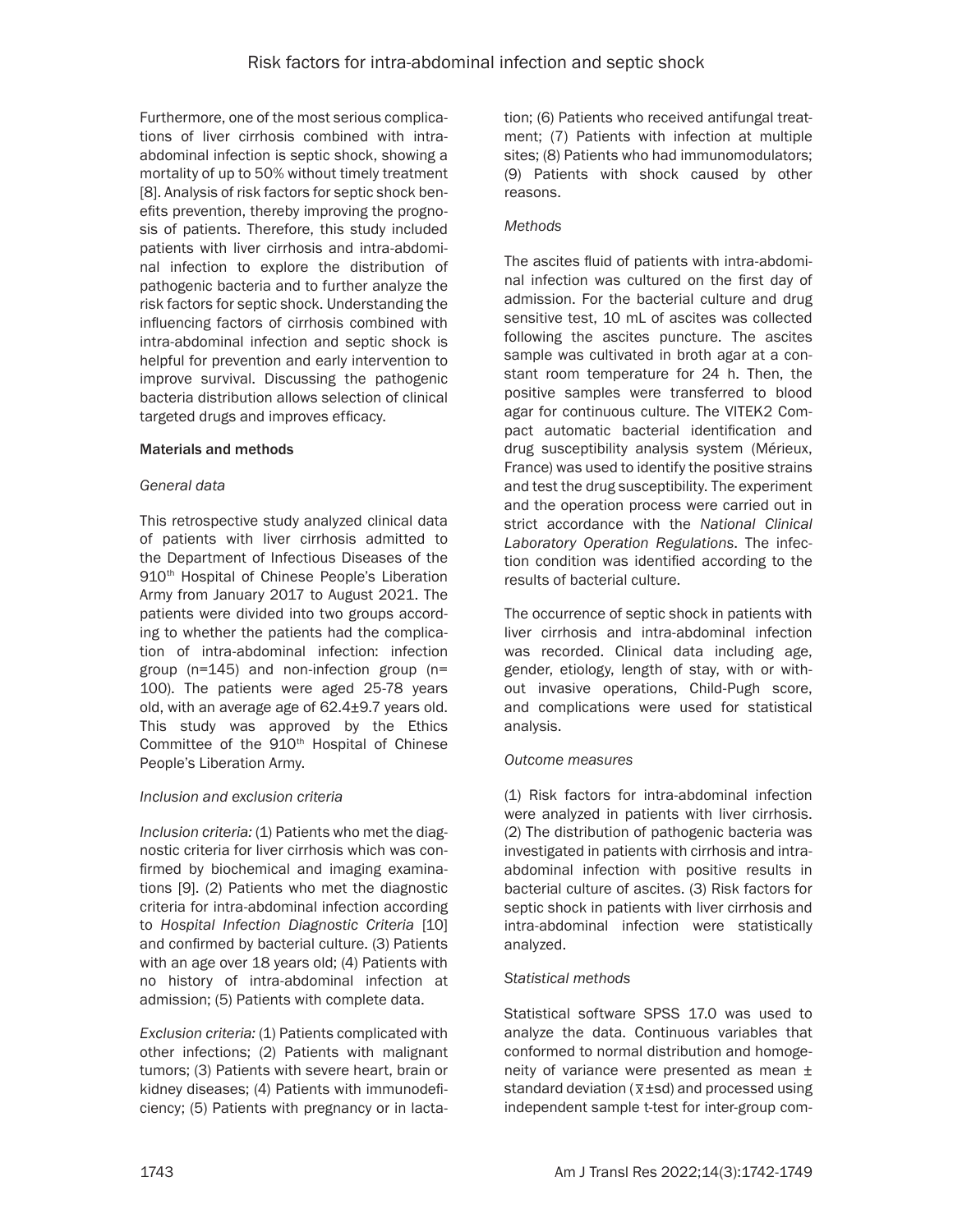Furthermore, one of the most serious complications of liver cirrhosis combined with intra-abdominal infection is septic shock, showing a mortality of up to 50% without timely treatment [8]. Analysis of risk factors for septic shock benefits prevention, thereby improving the prognosis of patients. Therefore, this study included patients with liver cirrhosis and intra-abdominal infection to explore the distribution of pathogenic bacteria and to further analyze the risk factors for septic shock. Understanding the influencing factors of cirrhosis combined with intra-abdominal infection and septic shock is helpful for prevention and early intervention to improve survival. Discussing the pathogenic bacteria distribution allows selection of clinical targeted drugs and improves efficacy.

## Materials and methods

### *General data*

This retrospective study analyzed clinical data of patients with liver cirrhosis admitted to the Department of Infectious Diseases of the 910th Hospital of Chinese People's Liberation Army from January 2017 to August 2021. The patients were divided into two groups according to whether the patients had the complication of intra-abdominal infection: infection group (n=145) and non-infection group (n=100). The patients were aged 25-78 years old, with an average age of 62.4±9.7 years old. This study was approved by the Ethics Committee of the 910th Hospital of Chinese People's Liberation Army.

### *Inclusion and exclusion criteria*

*Inclusion criteria:* (1) Patients who met the diagnostic criteria for liver cirrhosis which was confirmed by biochemical and imaging examinations [9]. (2) Patients who met the diagnostic criteria for intra-abdominal infection according to *Hospital Infection Diagnostic Criteria* [10] and confirmed by bacterial culture. (3) Patients with an age over 18 years old; (4) Patients with no history of intra-abdominal infection at admission; (5) Patients with complete data.

*Exclusion criteria:* (1) Patients complicated with other infections; (2) Patients with malignant tumors; (3) Patients with severe heart, brain or kidney diseases; (4) Patients with immunodeficiency; (5) Patients with pregnancy or in lactation; (6) Patients who received antifungal treatment; (7) Patients with infection at multiple sites; (8) Patients who had immunomodulators; (9) Patients with shock caused by other reasons.

### *Methods*

The ascites fluid of patients with intra-abdominal infection was cultured on the first day of admission. For the bacterial culture and drug sensitive test, 10 mL of ascites was collected following the ascites puncture. The ascites sample was cultivated in broth agar at a constant room temperature for 24 h. Then, the positive samples were transferred to blood agar for continuous culture. The VITEK2 Compact automatic bacterial identification and drug susceptibility analysis system (Mérieux, France) was used to identify the positive strains and test the drug susceptibility. The experiment and the operation process were carried out in strict accordance with the *National Clinical Laboratory Operation Regulations*. The infection condition was identified according to the results of bacterial culture.

The occurrence of septic shock in patients with liver cirrhosis and intra-abdominal infection was recorded. Clinical data including age, gender, etiology, length of stay, with or without invasive operations, Child-Pugh score, and complications were used for statistical analysis.

### *Outcome measures*

(1) Risk factors for intra-abdominal infection were analyzed in patients with liver cirrhosis. (2) The distribution of pathogenic bacteria was investigated in patients with cirrhosis and intra-abdominal infection with positive results in bacterial culture of ascites. (3) Risk factors for septic shock in patients with liver cirrhosis and intra-abdominal infection were statistically analyzed.

### *Statistical methods*

Statistical software SPSS 17.0 was used to analyze the data. Continuous variables that conformed to normal distribution and homogeneity of variance were presented as mean ± standard deviation ($\bar{x}$±sd) and processed using independent sample t-test for inter-group com-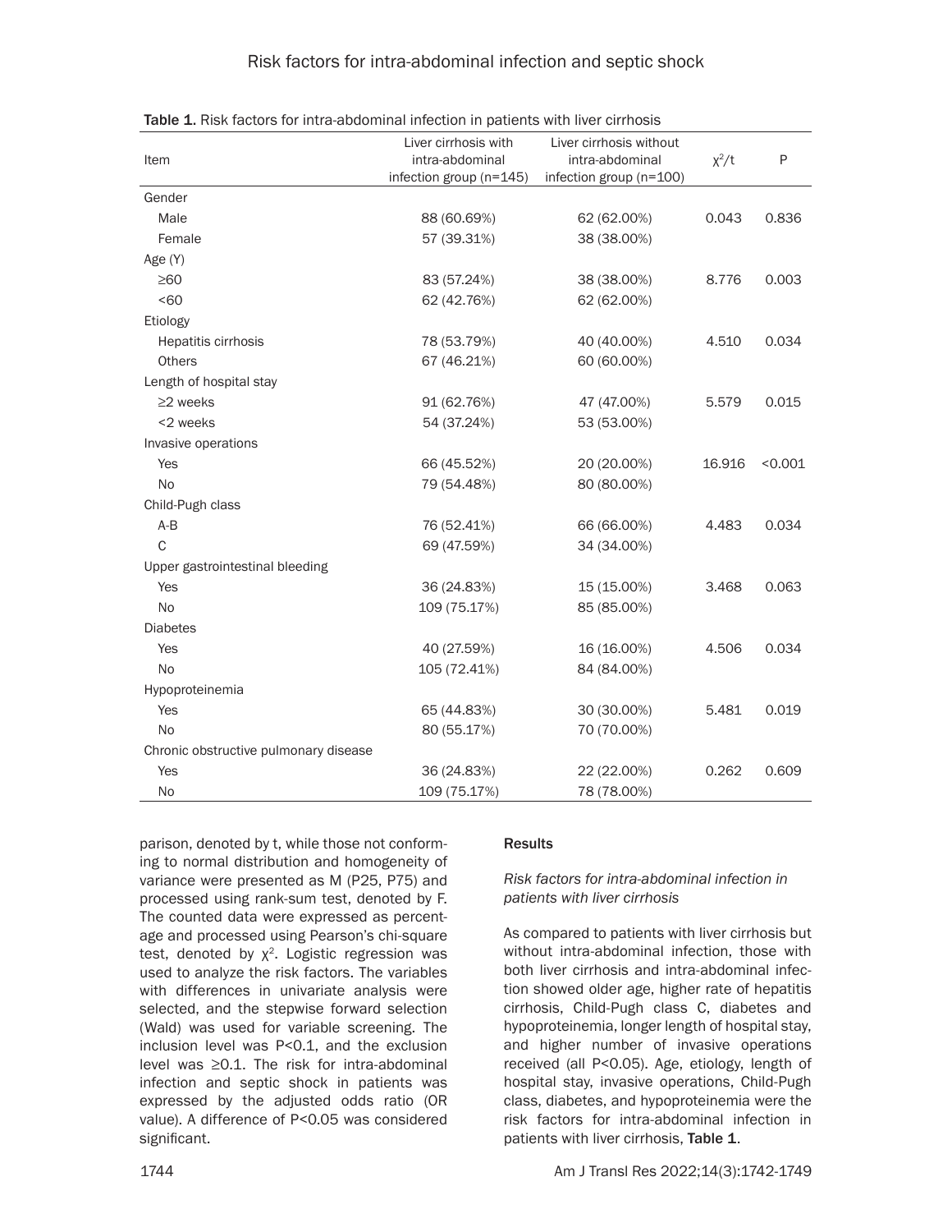Table 1. Risk factors for intra-abdominal infection in patients with liver cirrhosis

| Item | Liver cirrhosis with intra-abdominal infection group (n=145) | Liver cirrhosis without intra-abdominal infection group (n=100) | $\chi^2$/t | P |
|---|---|---|---|---|
| Gender | | | | |
| Male | 88 (60.69%) | 62 (62.00%) | 0.043 | 0.836 |
| Female | 57 (39.31%) | 38 (38.00%) | | |
| Age (Y) | | | | |
| ≥60 | 83 (57.24%) | 38 (38.00%) | 8.776 | 0.003 |
| <60 | 62 (42.76%) | 62 (62.00%) | | |
| Etiology | | | | |
| Hepatitis cirrhosis | 78 (53.79%) | 40 (40.00%) | 4.510 | 0.034 |
| Others | 67 (46.21%) | 60 (60.00%) | | |
| Length of hospital stay | | | | |
| ≥2 weeks | 91 (62.76%) | 47 (47.00%) | 5.579 | 0.015 |
| <2 weeks | 54 (37.24%) | 53 (53.00%) | | |
| Invasive operations | | | | |
| Yes | 66 (45.52%) | 20 (20.00%) | 16.916 | <0.001 |
| No | 79 (54.48%) | 80 (80.00%) | | |
| Child-Pugh class | | | | |
| A-B | 76 (52.41%) | 66 (66.00%) | 4.483 | 0.034 |
| C | 69 (47.59%) | 34 (34.00%) | | |
| Upper gastrointestinal bleeding | | | | |
| Yes | 36 (24.83%) | 15 (15.00%) | 3.468 | 0.063 |
| No | 109 (75.17%) | 85 (85.00%) | | |
| Diabetes | | | | |
| Yes | 40 (27.59%) | 16 (16.00%) | 4.506 | 0.034 |
| No | 105 (72.41%) | 84 (84.00%) | | |
| Hypoproteinemia | | | | |
| Yes | 65 (44.83%) | 30 (30.00%) | 5.481 | 0.019 |
| No | 80 (55.17%) | 70 (70.00%) | | |
| Chronic obstructive pulmonary disease | | | | |
| Yes | 36 (24.83%) | 22 (22.00%) | 0.262 | 0.609 |
| No | 109 (75.17%) | 78 (78.00%) | | |

parison, denoted by t, while those not conforming to normal distribution and homogeneity of variance were presented as M (P25, P75) and processed using rank-sum test, denoted by F. The counted data were expressed as percentage and processed using Pearson's chi-square test, denoted by $\chi^2$. Logistic regression was used to analyze the risk factors. The variables with differences in univariate analysis were selected, and the stepwise forward selection (Wald) was used for variable screening. The inclusion level was P<0.1, and the exclusion level was ≥0.1. The risk for intra-abdominal infection and septic shock in patients was expressed by the adjusted odds ratio (OR value). A difference of P<0.05 was considered significant.

## Results

### *Risk factors for intra-abdominal infection in patients with liver cirrhosis*

As compared to patients with liver cirrhosis but without intra-abdominal infection, those with both liver cirrhosis and intra-abdominal infection showed older age, higher rate of hepatitis cirrhosis, Child-Pugh class C, diabetes and hypoproteinemia, longer length of hospital stay, and higher number of invasive operations received (all P<0.05). Age, etiology, length of hospital stay, invasive operations, Child-Pugh class, diabetes, and hypoproteinemia were the risk factors for intra-abdominal infection in patients with liver cirrhosis, **Table 1**.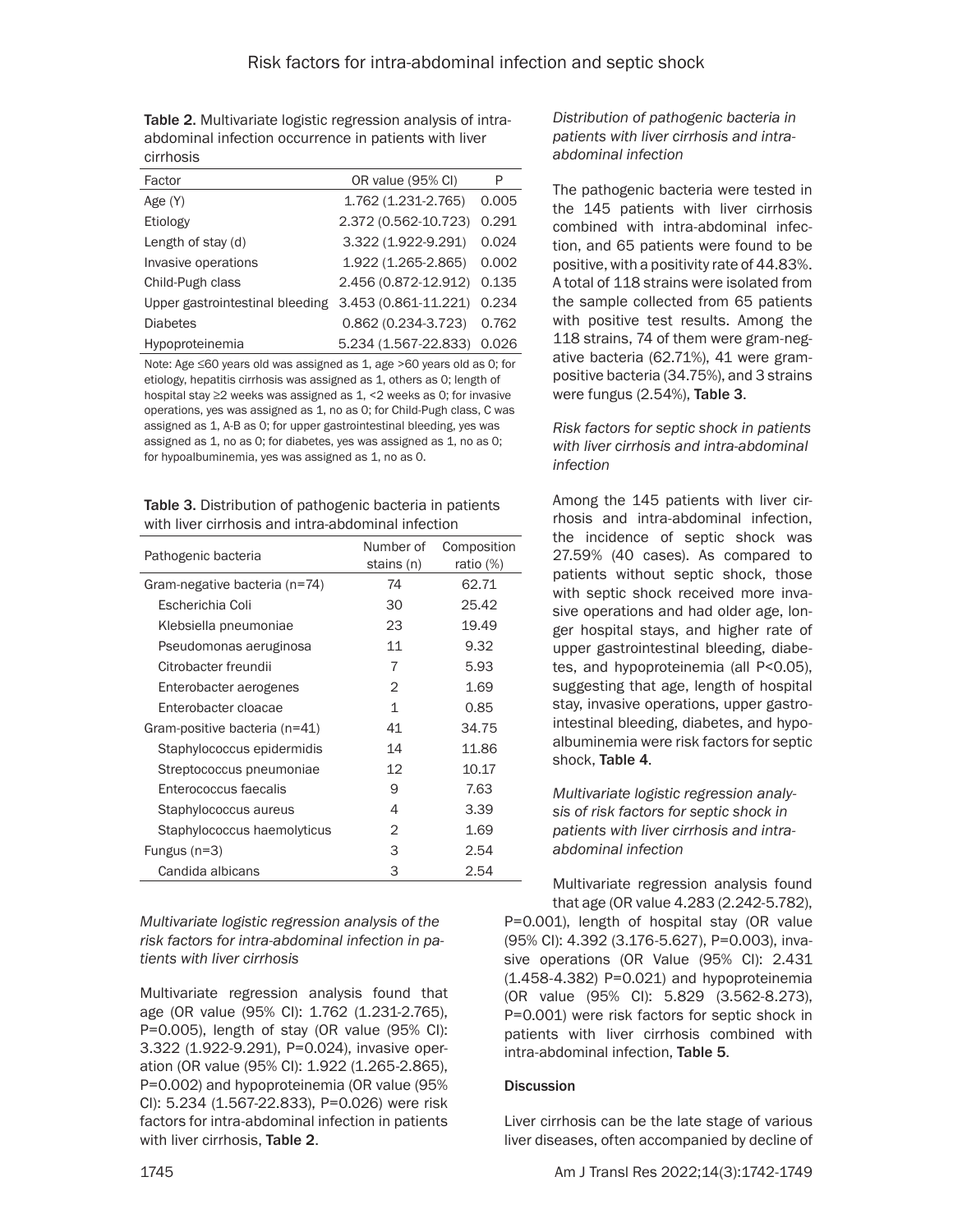**Table 2.** Multivariate logistic regression analysis of intra-abdominal infection occurrence in patients with liver cirrhosis

| Factor | OR value (95% CI) | P |
|---|---|---|
| Age (Y) | 1.762 (1.231-2.765) | 0.005 |
| Etiology | 2.372 (0.562-10.723) | 0.291 |
| Length of stay (d) | 3.322 (1.922-9.291) | 0.024 |
| Invasive operations | 1.922 (1.265-2.865) | 0.002 |
| Child-Pugh class | 2.456 (0.872-12.912) | 0.135 |
| Upper gastrointestinal bleeding | 3.453 (0.861-11.221) | 0.234 |
| Diabetes | 0.862 (0.234-3.723) | 0.762 |
| Hypoproteinemia | 5.234 (1.567-22.833) | 0.026 |

Note: Age ≤60 years old was assigned as 1, age >60 years old as 0; for etiology, hepatitis cirrhosis was assigned as 1, others as 0; length of hospital stay ≥2 weeks was assigned as 1, <2 weeks as 0; for invasive operations, yes was assigned as 1, no as 0; for Child-Pugh class, C was assigned as 1, A-B as 0; for upper gastrointestinal bleeding, yes was assigned as 1, no as 0; for diabetes, yes was assigned as 1, no as 0; for hypoalbuminemia, yes was assigned as 1, no as 0.

**Table 3.** Distribution of pathogenic bacteria in patients with liver cirrhosis and intra-abdominal infection

| Pathogenic bacteria | Number of stains (n) | Composition ratio (%) |
|---|---|---|
| Gram-negative bacteria (n=74) | 74 | 62.71 |
| Escherichia Coli | 30 | 25.42 |
| Klebsiella pneumoniae | 23 | 19.49 |
| Pseudomonas aeruginosa | 11 | 9.32 |
| Citrobacter freundii | 7 | 5.93 |
| Enterobacter aerogenes | 2 | 1.69 |
| Enterobacter cloacae | 1 | 0.85 |
| Gram-positive bacteria (n=41) | 41 | 34.75 |
| Staphylococcus epidermidis | 14 | 11.86 |
| Streptococcus pneumoniae | 12 | 10.17 |
| Enterococcus faecalis | 9 | 7.63 |
| Staphylococcus aureus | 4 | 3.39 |
| Staphylococcus haemolyticus | 2 | 1.69 |
| Fungus (n=3) | 3 | 2.54 |
| Candida albicans | 3 | 2.54 |

*Multivariate logistic regression analysis of the risk factors for intra-abdominal infection in patients with liver cirrhosis*

Multivariate regression analysis found that age (OR value (95% CI): 1.762 (1.231-2.765), P=0.005), length of stay (OR value (95% CI): 3.322 (1.922-9.291), P=0.024), invasive operation (OR value (95% CI): 1.922 (1.265-2.865), P=0.002) and hypoproteinemia (OR value (95% CI): 5.234 (1.567-22.833), P=0.026) were risk factors for intra-abdominal infection in patients with liver cirrhosis, **Table 2**.

*Distribution of pathogenic bacteria in patients with liver cirrhosis and intra-abdominal infection*

The pathogenic bacteria were tested in the 145 patients with liver cirrhosis combined with intra-abdominal infection, and 65 patients were found to be positive, with a positivity rate of 44.83%. A total of 118 strains were isolated from the sample collected from 65 patients with positive test results. Among the 118 strains, 74 of them were gram-negative bacteria (62.71%), 41 were gram-positive bacteria (34.75%), and 3 strains were fungus (2.54%), **Table 3**.

*Risk factors for septic shock in patients with liver cirrhosis and intra-abdominal infection*

Among the 145 patients with liver cirrhosis and intra-abdominal infection, the incidence of septic shock was 27.59% (40 cases). As compared to patients without septic shock, those with septic shock received more invasive operations and had older age, longer hospital stays, and higher rate of upper gastrointestinal bleeding, diabetes, and hypoproteinemia (all P<0.05), suggesting that age, length of hospital stay, invasive operations, upper gastrointestinal bleeding, diabetes, and hypoalbuminemia were risk factors for septic shock, **Table 4**.

*Multivariate logistic regression analysis of risk factors for septic shock in patients with liver cirrhosis and intra-abdominal infection*

Multivariate regression analysis found that age (OR value 4.283 (2.242-5.782), P=0.001), length of hospital stay (OR value (95% CI): 4.392 (3.176-5.627), P=0.003), invasive operations (OR Value (95% CI): 2.431 (1.458-4.382) P=0.021) and hypoproteinemia (OR value (95% CI): 5.829 (3.562-8.273), P=0.001) were risk factors for septic shock in patients with liver cirrhosis combined with intra-abdominal infection, **Table 5**.

## Discussion

Liver cirrhosis can be the late stage of various liver diseases, often accompanied by decline of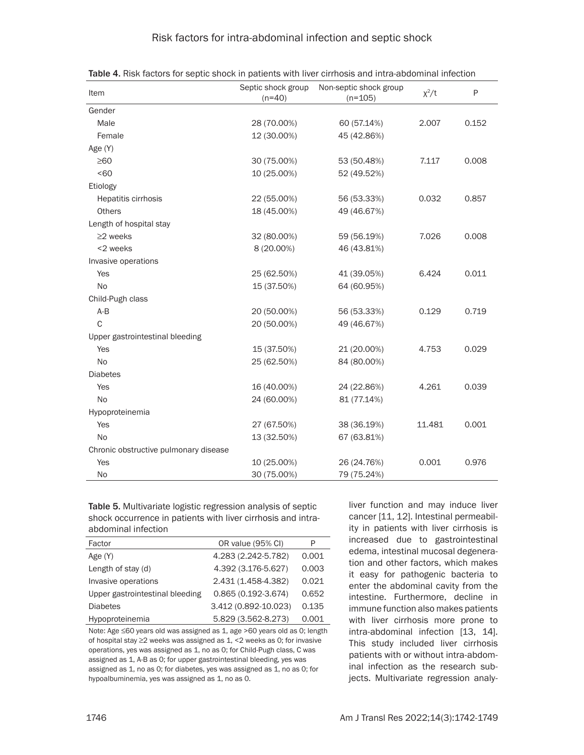Table 4. Risk factors for septic shock in patients with liver cirrhosis and intra-abdominal infection

| Item | Septic shock group (n=40) | Non-septic shock group (n=105) | $\chi^2$/t | P |
|---|---|---|---|---|
| Gender | | | | |
| Male | 28 (70.00%) | 60 (57.14%) | 2.007 | 0.152 |
| Female | 12 (30.00%) | 45 (42.86%) | | |
| Age (Y) | | | | |
| ≥60 | 30 (75.00%) | 53 (50.48%) | 7.117 | 0.008 |
| <60 | 10 (25.00%) | 52 (49.52%) | | |
| Etiology | | | | |
| Hepatitis cirrhosis | 22 (55.00%) | 56 (53.33%) | 0.032 | 0.857 |
| Others | 18 (45.00%) | 49 (46.67%) | | |
| Length of hospital stay | | | | |
| ≥2 weeks | 32 (80.00%) | 59 (56.19%) | 7.026 | 0.008 |
| <2 weeks | 8 (20.00%) | 46 (43.81%) | | |
| Invasive operations | | | | |
| Yes | 25 (62.50%) | 41 (39.05%) | 6.424 | 0.011 |
| No | 15 (37.50%) | 64 (60.95%) | | |
| Child-Pugh class | | | | |
| A-B | 20 (50.00%) | 56 (53.33%) | 0.129 | 0.719 |
| C | 20 (50.00%) | 49 (46.67%) | | |
| Upper gastrointestinal bleeding | | | | |
| Yes | 15 (37.50%) | 21 (20.00%) | 4.753 | 0.029 |
| No | 25 (62.50%) | 84 (80.00%) | | |
| Diabetes | | | | |
| Yes | 16 (40.00%) | 24 (22.86%) | 4.261 | 0.039 |
| No | 24 (60.00%) | 81 (77.14%) | | |
| Hypoproteinemia | | | | |
| Yes | 27 (67.50%) | 38 (36.19%) | 11.481 | 0.001 |
| No | 13 (32.50%) | 67 (63.81%) | | |
| Chronic obstructive pulmonary disease | | | | |
| Yes | 10 (25.00%) | 26 (24.76%) | 0.001 | 0.976 |
| No | 30 (75.00%) | 79 (75.24%) | | |

Table 5. Multivariate logistic regression analysis of septic shock occurrence in patients with liver cirrhosis and intra-abdominal infection

| Factor | OR value (95% CI) | P |
|---|---|---|
| Age (Y) | 4.283 (2.242-5.782) | 0.001 |
| Length of stay (d) | 4.392 (3.176-5.627) | 0.003 |
| Invasive operations | 2.431 (1.458-4.382) | 0.021 |
| Upper gastrointestinal bleeding | 0.865 (0.192-3.674) | 0.652 |
| Diabetes | 3.412 (0.892-10.023) | 0.135 |
| Hypoproteinemia | 5.829 (3.562-8.273) | 0.001 |

Note: Age ≤60 years old was assigned as 1, age >60 years old as 0; length of hospital stay ≥2 weeks was assigned as 1, <2 weeks as 0; for invasive operations, yes was assigned as 1, no as 0; for Child-Pugh class, C was assigned as 1, A-B as 0; for upper gastrointestinal bleeding, yes was assigned as 1, no as 0; for diabetes, yes was assigned as 1, no as 0; for hypoalbuminemia, yes was assigned as 1, no as 0.

liver function and may induce liver cancer [11, 12]. Intestinal permeability in patients with liver cirrhosis is increased due to gastrointestinal edema, intestinal mucosal degeneration and other factors, which makes it easy for pathogenic bacteria to enter the abdominal cavity from the intestine. Furthermore, decline in immune function also makes patients with liver cirrhosis more prone to intra-abdominal infection [13, 14]. This study included liver cirrhosis patients with or without intra-abdominal infection as the research subjects. Multivariate regression analy-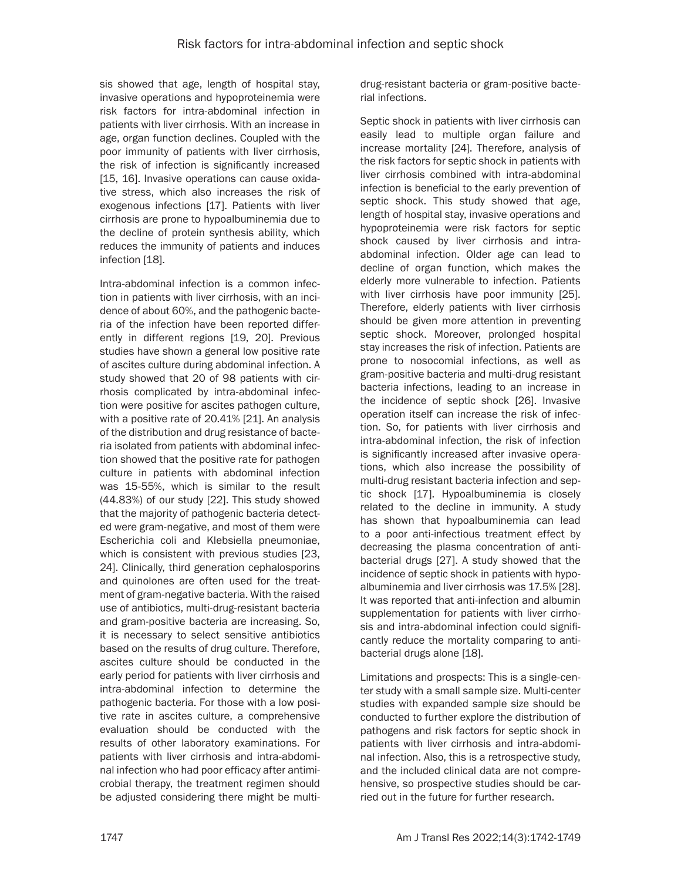sis showed that age, length of hospital stay, invasive operations and hypoproteinemia were risk factors for intra-abdominal infection in patients with liver cirrhosis. With an increase in age, organ function declines. Coupled with the poor immunity of patients with liver cirrhosis, the risk of infection is significantly increased [15, 16]. Invasive operations can cause oxidative stress, which also increases the risk of exogenous infections [17]. Patients with liver cirrhosis are prone to hypoalbuminemia due to the decline of protein synthesis ability, which reduces the immunity of patients and induces infection [18].

Intra-abdominal infection is a common infection in patients with liver cirrhosis, with an incidence of about 60%, and the pathogenic bacteria of the infection have been reported differently in different regions [19, 20]. Previous studies have shown a general low positive rate of ascites culture during abdominal infection. A study showed that 20 of 98 patients with cirrhosis complicated by intra-abdominal infection were positive for ascites pathogen culture, with a positive rate of 20.41% [21]. An analysis of the distribution and drug resistance of bacteria isolated from patients with abdominal infection showed that the positive rate for pathogen culture in patients with abdominal infection was 15-55%, which is similar to the result (44.83%) of our study [22]. This study showed that the majority of pathogenic bacteria detected were gram-negative, and most of them were Escherichia coli and Klebsiella pneumoniae, which is consistent with previous studies [23, 24]. Clinically, third generation cephalosporins and quinolones are often used for the treatment of gram-negative bacteria. With the raised use of antibiotics, multi-drug-resistant bacteria and gram-positive bacteria are increasing. So, it is necessary to select sensitive antibiotics based on the results of drug culture. Therefore, ascites culture should be conducted in the early period for patients with liver cirrhosis and intra-abdominal infection to determine the pathogenic bacteria. For those with a low positive rate in ascites culture, a comprehensive evaluation should be conducted with the results of other laboratory examinations. For patients with liver cirrhosis and intra-abdominal infection who had poor efficacy after antimicrobial therapy, the treatment regimen should be adjusted considering there might be multi-drug-resistant bacteria or gram-positive bacterial infections.

Septic shock in patients with liver cirrhosis can easily lead to multiple organ failure and increase mortality [24]. Therefore, analysis of the risk factors for septic shock in patients with liver cirrhosis combined with intra-abdominal infection is beneficial to the early prevention of septic shock. This study showed that age, length of hospital stay, invasive operations and hypoproteinemia were risk factors for septic shock caused by liver cirrhosis and intra-abdominal infection. Older age can lead to decline of organ function, which makes the elderly more vulnerable to infection. Patients with liver cirrhosis have poor immunity [25]. Therefore, elderly patients with liver cirrhosis should be given more attention in preventing septic shock. Moreover, prolonged hospital stay increases the risk of infection. Patients are prone to nosocomial infections, as well as gram-positive bacteria and multi-drug resistant bacteria infections, leading to an increase in the incidence of septic shock [26]. Invasive operation itself can increase the risk of infection. So, for patients with liver cirrhosis and intra-abdominal infection, the risk of infection is significantly increased after invasive operations, which also increase the possibility of multi-drug resistant bacteria infection and septic shock [17]. Hypoalbuminemia is closely related to the decline in immunity. A study has shown that hypoalbuminemia can lead to a poor anti-infectious treatment effect by decreasing the plasma concentration of antibacterial drugs [27]. A study showed that the incidence of septic shock in patients with hypoalbuminemia and liver cirrhosis was 17.5% [28]. It was reported that anti-infection and albumin supplementation for patients with liver cirrhosis and intra-abdominal infection could significantly reduce the mortality comparing to antibacterial drugs alone [18].

Limitations and prospects: This is a single-center study with a small sample size. Multi-center studies with expanded sample size should be conducted to further explore the distribution of pathogens and risk factors for septic shock in patients with liver cirrhosis and intra-abdominal infection. Also, this is a retrospective study, and the included clinical data are not comprehensive, so prospective studies should be carried out in the future for further research.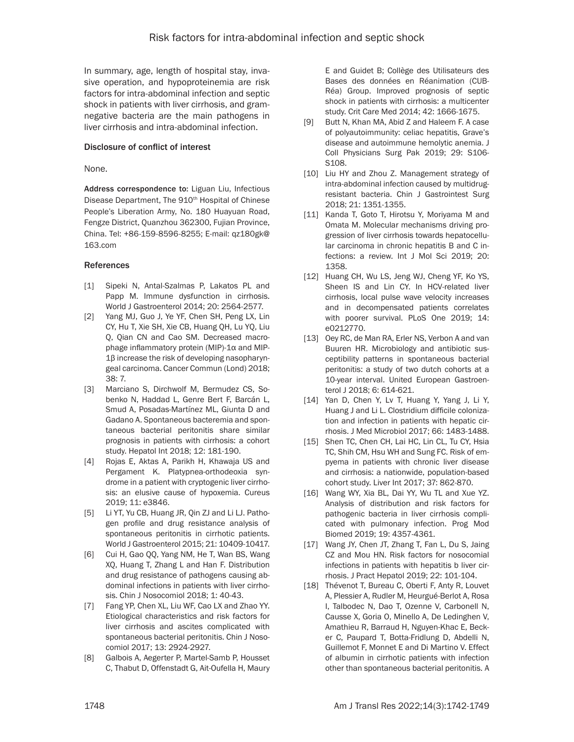In summary, age, length of hospital stay, invasive operation, and hypoproteinemia are risk factors for intra-abdominal infection and septic shock in patients with liver cirrhosis, and gram-negative bacteria are the main pathogens in liver cirrhosis and intra-abdominal infection.

#### Disclosure of conflict of interest

None.

**Address correspondence to:** Liguan Liu, Infectious Disease Department, The 910th Hospital of Chinese People's Liberation Army, No. 180 Huayuan Road, Fengze District, Quanzhou 362300, Fujian Province, China. Tel: +86-159-8596-8255; E-mail: qz180gk@163.com

#### References

- [1] Sipeki N, Antal-Szalmas P, Lakatos PL and Papp M. Immune dysfunction in cirrhosis. World J Gastroenterol 2014; 20: 2564-2577.
- [2] Yang MJ, Guo J, Ye YF, Chen SH, Peng LX, Lin CY, Hu T, Xie SH, Xie CB, Huang QH, Lu YQ, Liu Q, Qian CN and Cao SM. Decreased macrophage inflammatory protein (MIP)-1α and MIP-1β increase the risk of developing nasopharyngeal carcinoma. Cancer Commun (Lond) 2018; 38: 7.
- [3] Marciano S, Dirchwolf M, Bermudez CS, Sobenko N, Haddad L, Genre Bert F, Barcán L, Smud A, Posadas-Martínez ML, Giunta D and Gadano A. Spontaneous bacteremia and spontaneous bacterial peritonitis share similar prognosis in patients with cirrhosis: a cohort study. Hepatol Int 2018; 12: 181-190.
- [4] Rojas E, Aktas A, Parikh H, Khawaja US and Pergament K. Platypnea-orthodeoxia syndrome in a patient with cryptogenic liver cirrhosis: an elusive cause of hypoxemia. Cureus 2019; 11: e3846.
- [5] Li YT, Yu CB, Huang JR, Qin ZJ and Li LJ. Pathogen profile and drug resistance analysis of spontaneous peritonitis in cirrhotic patients. World J Gastroenterol 2015; 21: 10409-10417.
- [6] Cui H, Gao QQ, Yang NM, He T, Wan BS, Wang XQ, Huang T, Zhang L and Han F. Distribution and drug resistance of pathogens causing abdominal infections in patients with liver cirrhosis. Chin J Nosocomiol 2018; 1: 40-43.
- [7] Fang YP, Chen XL, Liu WF, Cao LX and Zhao YY. Etiological characteristics and risk factors for liver cirrhosis and ascites complicated with spontaneous bacterial peritonitis. Chin J Nosocomiol 2017; 13: 2924-2927.
- [8] Galbois A, Aegerter P, Martel-Samb P, Housset C, Thabut D, Offenstadt G, Ait-Oufella H, Maury E and Guidet B; Collège des Utilisateurs des Bases des données en Réanimation (CUB-Réa) Group. Improved prognosis of septic shock in patients with cirrhosis: a multicenter study. Crit Care Med 2014; 42: 1666-1675.
- [9] Butt N, Khan MA, Abid Z and Haleem F. A case of polyautoimmunity: celiac hepatitis, Grave's disease and autoimmune hemolytic anemia. J Coll Physicians Surg Pak 2019; 29: S106-S108.
- [10] Liu HY and Zhou Z. Management strategy of intra-abdominal infection caused by multidrug-resistant bacteria. Chin J Gastrointest Surg 2018; 21: 1351-1355.
- [11] Kanda T, Goto T, Hirotsu Y, Moriyama M and Omata M. Molecular mechanisms driving progression of liver cirrhosis towards hepatocellular carcinoma in chronic hepatitis B and C infections: a review. Int J Mol Sci 2019; 20: 1358.
- [12] Huang CH, Wu LS, Jeng WJ, Cheng YF, Ko YS, Sheen IS and Lin CY. In HCV-related liver cirrhosis, local pulse wave velocity increases and in decompensated patients correlates with poorer survival. PLoS One 2019; 14: e0212770.
- [13] Oey RC, de Man RA, Erler NS, Verbon A and van Buuren HR. Microbiology and antibiotic susceptibility patterns in spontaneous bacterial peritonitis: a study of two dutch cohorts at a 10-year interval. United European Gastroenterol J 2018; 6: 614-621.
- [14] Yan D, Chen Y, Lv T, Huang Y, Yang J, Li Y, Huang J and Li L. Clostridium difficile colonization and infection in patients with hepatic cirrhosis. J Med Microbiol 2017; 66: 1483-1488.
- [15] Shen TC, Chen CH, Lai HC, Lin CL, Tu CY, Hsia TC, Shih CM, Hsu WH and Sung FC. Risk of empyema in patients with chronic liver disease and cirrhosis: a nationwide, population-based cohort study. Liver Int 2017; 37: 862-870.
- [16] Wang WY, Xia BL, Dai YY, Wu TL and Xue YZ. Analysis of distribution and risk factors for pathogenic bacteria in liver cirrhosis complicated with pulmonary infection. Prog Mod Biomed 2019; 19: 4357-4361.
- [17] Wang JY, Chen JT, Zhang T, Fan L, Du S, Jaing CZ and Mou HN. Risk factors for nosocomial infections in patients with hepatitis b liver cirrhosis. J Pract Hepatol 2019; 22: 101-104.
- [18] Thévenot T, Bureau C, Oberti F, Anty R, Louvet A, Plessier A, Rudler M, Heurgué-Berlot A, Rosa I, Talbodec N, Dao T, Ozenne V, Carbonell N, Causse X, Goria O, Minello A, De Ledinghen V, Amathieu R, Barraud H, Nguyen-Khac E, Becker C, Paupard T, Botta-Fridlung D, Abdelli N, Guillemot F, Monnet E and Di Martino V. Effect of albumin in cirrhotic patients with infection other than spontaneous bacterial peritonitis. A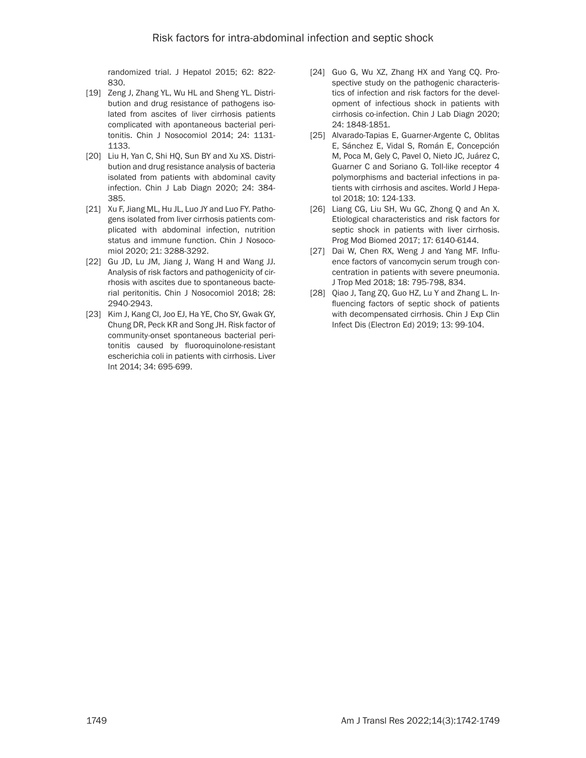randomized trial. J Hepatol 2015; 62: 822-830.

[19] Zeng J, Zhang YL, Wu HL and Sheng YL. Distribution and drug resistance of pathogens isolated from ascites of liver cirrhosis patients complicated with apontaneous bacterial peritonitis. Chin J Nosocomiol 2014; 24: 1131-1133.

[20] Liu H, Yan C, Shi HQ, Sun BY and Xu XS. Distribution and drug resistance analysis of bacteria isolated from patients with abdominal cavity infection. Chin J Lab Diagn 2020; 24: 384-385.

[21] Xu F, Jiang ML, Hu JL, Luo JY and Luo FY. Pathogens isolated from liver cirrhosis patients complicated with abdominal infection, nutrition status and immune function. Chin J Nosocomiol 2020; 21: 3288-3292.

[22] Gu JD, Lu JM, Jiang J, Wang H and Wang JJ. Analysis of risk factors and pathogenicity of cirrhosis with ascites due to spontaneous bacterial peritonitis. Chin J Nosocomiol 2018; 28: 2940-2943.

[23] Kim J, Kang CI, Joo EJ, Ha YE, Cho SY, Gwak GY, Chung DR, Peck KR and Song JH. Risk factor of community-onset spontaneous bacterial peritonitis caused by fluoroquinolone-resistant escherichia coli in patients with cirrhosis. Liver Int 2014; 34: 695-699.

[24] Guo G, Wu XZ, Zhang HX and Yang CQ. Prospective study on the pathogenic characteristics of infection and risk factors for the development of infectious shock in patients with cirrhosis co-infection. Chin J Lab Diagn 2020; 24: 1848-1851.

[25] Alvarado-Tapias E, Guarner-Argente C, Oblitas E, Sánchez E, Vidal S, Román E, Concepción M, Poca M, Gely C, Pavel O, Nieto JC, Juárez C, Guarner C and Soriano G. Toll-like receptor 4 polymorphisms and bacterial infections in patients with cirrhosis and ascites. World J Hepatol 2018; 10: 124-133.

[26] Liang CG, Liu SH, Wu GC, Zhong Q and An X. Etiological characteristics and risk factors for septic shock in patients with liver cirrhosis. Prog Mod Biomed 2017; 17: 6140-6144.

[27] Dai W, Chen RX, Weng J and Yang MF. Influence factors of vancomycin serum trough concentration in patients with severe pneumonia. J Trop Med 2018; 18: 795-798, 834.

[28] Qiao J, Tang ZQ, Guo HZ, Lu Y and Zhang L. Influencing factors of septic shock of patients with decompensated cirrhosis. Chin J Exp Clin Infect Dis (Electron Ed) 2019; 13: 99-104.